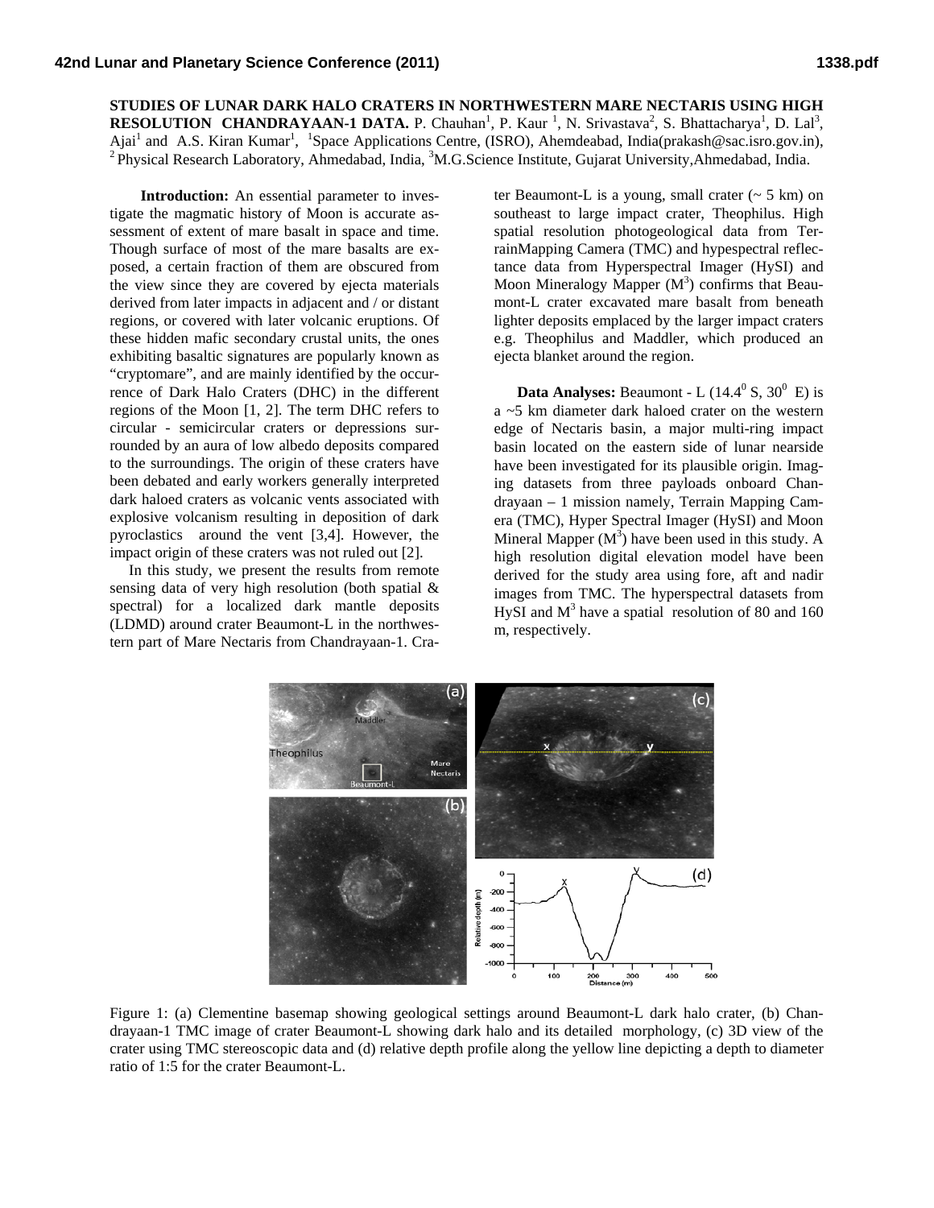**STUDIES OF LUNAR DARK HALO CRATERS IN NORTHWESTERN MARE NECTARIS USING HIGH RESOLUTION CHANDRAYAAN-1 DATA.** P. Chauhan[1], P. Kaur [1], N. Srivastava[2], S. Bhattacharya[1], D. Lal[3], Ajai[1] and A.S. Kiran Kumar[1], [1]Space Applications Centre, (ISRO), Ahemdeabad, India(prakash@sac.isro.gov.in), [2] Physical Research Laboratory, Ahmedabad, India, [3]M.G.Science Institute, Gujarat University,Ahmedabad, India.

**Introduction:** An essential parameter to investigate the magmatic history of Moon is accurate assessment of extent of mare basalt in space and time. Though surface of most of the mare basalts are exposed, a certain fraction of them are obscured from the view since they are covered by ejecta materials derived from later impacts in adjacent and / or distant regions, or covered with later volcanic eruptions. Of these hidden mafic secondary crustal units, the ones exhibiting basaltic signatures are popularly known as "cryptomare", and are mainly identified by the occurrence of Dark Halo Craters (DHC) in the different regions of the Moon [1, 2]. The term DHC refers to circular - semicircular craters or depressions surrounded by an aura of low albedo deposits compared to the surroundings. The origin of these craters have been debated and early workers generally interpreted dark haloed craters as volcanic vents associated with explosive volcanism resulting in deposition of dark pyroclastics around the vent [3,4]. However, the impact origin of these craters was not ruled out [2].

In this study, we present the results from remote sensing data of very high resolution (both spatial & spectral) for a localized dark mantle deposits (LDMD) around crater Beaumont-L in the northwestern part of Mare Nectaris from Chandrayaan-1. Crater Beaumont-L is a young, small crater (~ 5 km) on southeast to large impact crater, Theophilus. High spatial resolution photogeological data from TerrainMapping Camera (TMC) and hypespectral reflectance data from Hyperspectral Imager (HySI) and Moon Mineralogy Mapper ($M^3$) confirms that Beaumont-L crater excavated mare basalt from beneath lighter deposits emplaced by the larger impact craters e.g. Theophilus and Maddler, which produced an ejecta blanket around the region.

**Data Analyses:** Beaumont - L ($14.4^0$ S, $30^0$ E) is a ~5 km diameter dark haloed crater on the western edge of Nectaris basin, a major multi-ring impact basin located on the eastern side of lunar nearside have been investigated for its plausible origin. Imaging datasets from three payloads onboard Chandrayaan – 1 mission namely, Terrain Mapping Camera (TMC), Hyper Spectral Imager (HySI) and Moon Mineral Mapper ($M^3$) have been used in this study. A high resolution digital elevation model have been derived for the study area using fore, aft and nadir images from TMC. The hyperspectral datasets from HySI and $M^3$ have a spatial resolution of 80 and 160 m, respectively.

Figure 1: (a) Clementine basemap showing geological settings around Beaumont-L dark halo crater, (b) Chandrayaan-1 TMC image of crater Beaumont-L showing dark halo and its detailed morphology, (c) 3D view of the crater using TMC stereoscopic data and (d) relative depth profile along the yellow line depicting a depth to diameter ratio of 1:5 for the crater Beaumont-L.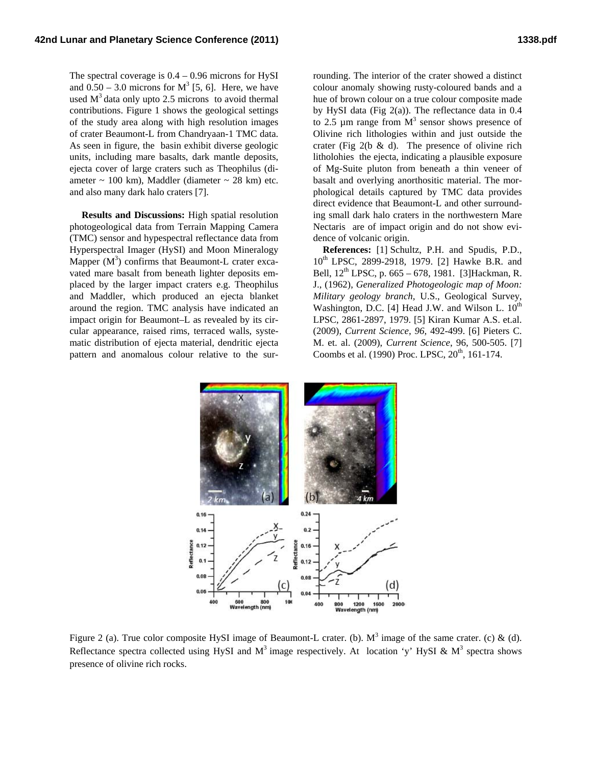The spectral coverage is 0.4 – 0.96 microns for HySI and 0.50 – 3.0 microns for $M^3$ [5, 6]. Here, we have used $M^3$ data only upto 2.5 microns to avoid thermal contributions. Figure 1 shows the geological settings of the study area along with high resolution images of crater Beaumont-L from Chandryaan-1 TMC data. As seen in figure, the basin exhibit diverse geologic units, including mare basalts, dark mantle deposits, ejecta cover of large craters such as Theophilus (diameter ~ 100 km), Maddler (diameter ~ 28 km) etc. and also many dark halo craters [7].

**Results and Discussions:** High spatial resolution photogeological data from Terrain Mapping Camera (TMC) sensor and hypespectral reflectance data from Hyperspectral Imager (HySI) and Moon Mineralogy Mapper ($M^3$) confirms that Beaumont-L crater excavated mare basalt from beneath lighter deposits emplaced by the larger impact craters e.g. Theophilus and Maddler, which produced an ejecta blanket around the region. TMC analysis have indicated an impact origin for Beaumont–L as revealed by its circular appearance, raised rims, terraced walls, systematic distribution of ejecta material, dendritic ejecta pattern and anomalous colour relative to the surrounding. The interior of the crater showed a distinct colour anomaly showing rusty-coloured bands and a hue of brown colour on a true colour composite made by HySI data (Fig 2(a)). The reflectance data in 0.4 to 2.5 µm range from $M^3$ sensor shows presence of Olivine rich lithologies within and just outside the crater (Fig 2(b & d). The presence of olivine rich litholohies the ejecta, indicating a plausible exposure of Mg-Suite pluton from beneath a thin veneer of basalt and overlying anorthositic material. The morphological details captured by TMC data provides direct evidence that Beaumont-L and other surrounding small dark halo craters in the northwestern Mare Nectaris are of impact origin and do not show evidence of volcanic origin.

**References:** [1] Schultz, P.H. and Spudis, P.D., 10th LPSC, 2899-2918, 1979. [2] Hawke B.R. and Bell, 12th LPSC, p. 665 – 678, 1981. [3] Hackman, R. J., (1962), *Generalized Photogeologic map of Moon: Military geology branch*, U.S., Geological Survey, Washington, D.C. [4] Head J.W. and Wilson L. 10th LPSC, 2861-2897, 1979. [5] Kiran Kumar A.S. et.al. (2009), *Current Science, 96*, 492-499. [6] Pieters C. M. et. al. (2009), *Current Science*, 96, 500-505. [7] Coombs et al. (1990) Proc. LPSC, 20th, 161-174.

Figure 2 (a). True color composite HySI image of Beaumont-L crater. (b). $M^3$ image of the same crater. (c) & (d). Reflectance spectra collected using HySI and $M^3$ image respectively. At location 'y' HySI & $M^3$ spectra shows presence of olivine rich rocks.